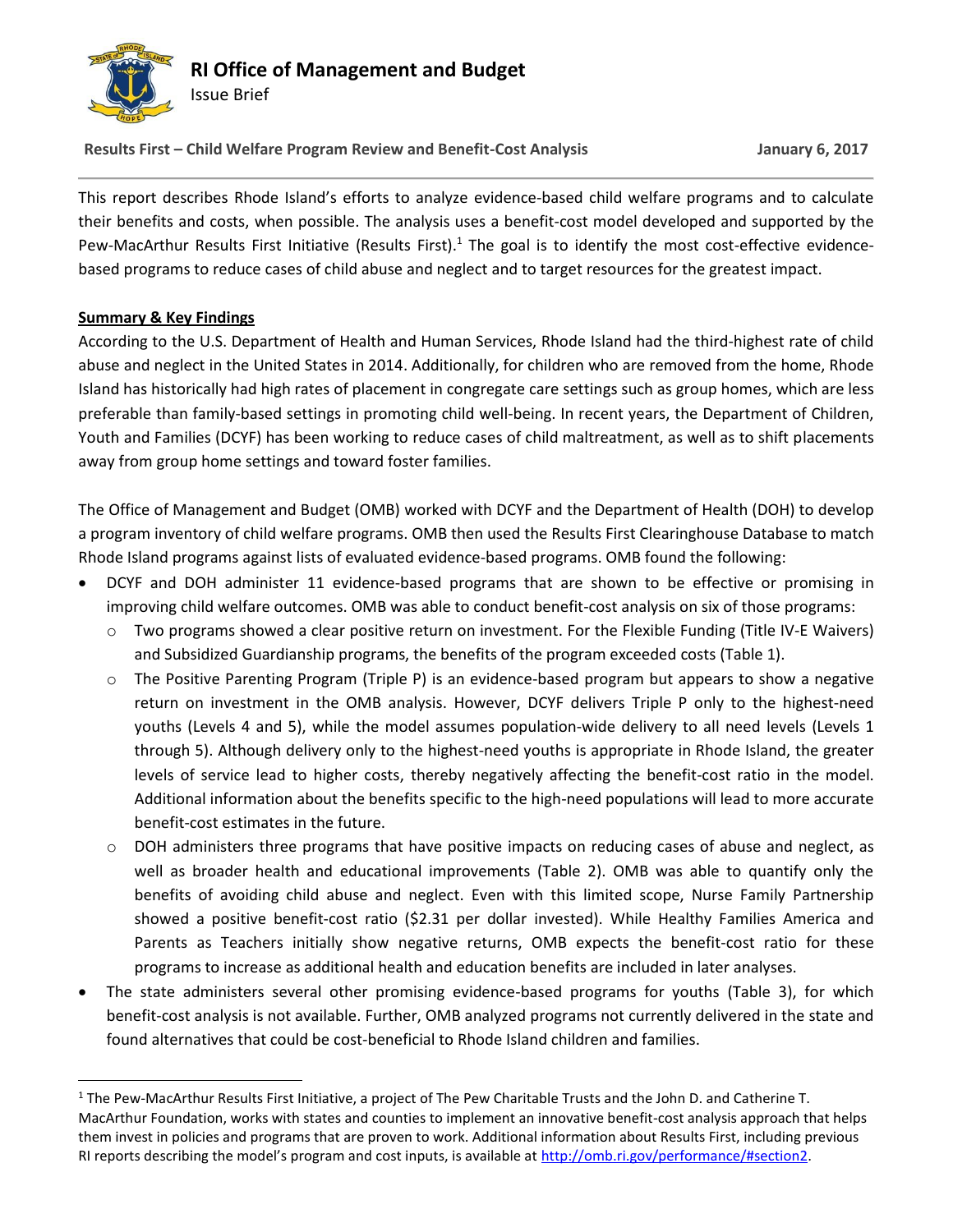# RI Office of Management and Budget

Issue Brief

**Results First – Child Welfare Program Review and Benefit-Cost Analysis** **January 6, 2017**

---

This report describes Rhode Island's efforts to analyze evidence-based child welfare programs and to calculate their benefits and costs, when possible. The analysis uses a benefit-cost model developed and supported by the Pew-MacArthur Results First Initiative (Results First).[1] The goal is to identify the most cost-effective evidence-based programs to reduce cases of child abuse and neglect and to target resources for the greatest impact.

## Summary & Key Findings

According to the U.S. Department of Health and Human Services, Rhode Island had the third-highest rate of child abuse and neglect in the United States in 2014. Additionally, for children who are removed from the home, Rhode Island has historically had high rates of placement in congregate care settings such as group homes, which are less preferable than family-based settings in promoting child well-being. In recent years, the Department of Children, Youth and Families (DCYF) has been working to reduce cases of child maltreatment, as well as to shift placements away from group home settings and toward foster families.

The Office of Management and Budget (OMB) worked with DCYF and the Department of Health (DOH) to develop a program inventory of child welfare programs. OMB then used the Results First Clearinghouse Database to match Rhode Island programs against lists of evaluated evidence-based programs. OMB found the following:

- DCYF and DOH administer 11 evidence-based programs that are shown to be effective or promising in improving child welfare outcomes. OMB was able to conduct benefit-cost analysis on six of those programs:
  - Two programs showed a clear positive return on investment. For the Flexible Funding (Title IV-E Waivers) and Subsidized Guardianship programs, the benefits of the program exceeded costs (Table 1).
  - The Positive Parenting Program (Triple P) is an evidence-based program but appears to show a negative return on investment in the OMB analysis. However, DCYF delivers Triple P only to the highest-need youths (Levels 4 and 5), while the model assumes population-wide delivery to all need levels (Levels 1 through 5). Although delivery only to the highest-need youths is appropriate in Rhode Island, the greater levels of service lead to higher costs, thereby negatively affecting the benefit-cost ratio in the model. Additional information about the benefits specific to the high-need populations will lead to more accurate benefit-cost estimates in the future.
  - DOH administers three programs that have positive impacts on reducing cases of abuse and neglect, as well as broader health and educational improvements (Table 2). OMB was able to quantify only the benefits of avoiding child abuse and neglect. Even with this limited scope, Nurse Family Partnership showed a positive benefit-cost ratio ($2.31 per dollar invested). While Healthy Families America and Parents as Teachers initially show negative returns, OMB expects the benefit-cost ratio for these programs to increase as additional health and education benefits are included in later analyses.
- The state administers several other promising evidence-based programs for youths (Table 3), for which benefit-cost analysis is not available. Further, OMB analyzed programs not currently delivered in the state and found alternatives that could be cost-beneficial to Rhode Island children and families.

---

[1] The Pew-MacArthur Results First Initiative, a project of The Pew Charitable Trusts and the John D. and Catherine T. MacArthur Foundation, works with states and counties to implement an innovative benefit-cost analysis approach that helps them invest in policies and programs that are proven to work. Additional information about Results First, including previous RI reports describing the model's program and cost inputs, is available at http://omb.ri.gov/performance/#section2.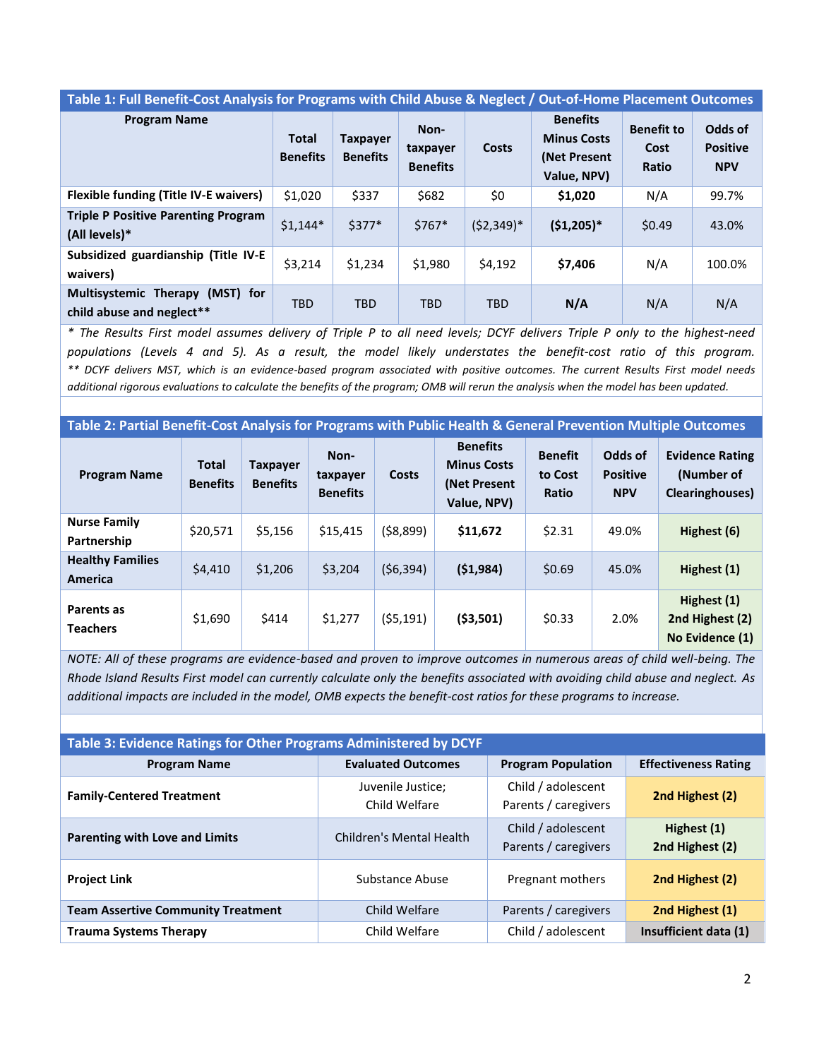**Table 1: Full Benefit-Cost Analysis for Programs with Child Abuse & Neglect / Out-of-Home Placement Outcomes**

| Program Name | Total Benefits | Taxpayer Benefits | Non-taxpayer Benefits | Costs | Benefits Minus Costs (Net Present Value, NPV) | Benefit to Cost Ratio | Odds of Positive NPV |
|---|---|---|---|---|---|---|---|
| **Flexible funding (Title IV-E waivers)** | $1,020 | $337 | $682 | $0 | **$1,020** | N/A | 99.7% |
| **Triple P Positive Parenting Program (All levels)*** | $1,144* | $377* | $767* | ($2,349)* | **($1,205)*** | $0.49 | 43.0% |
| **Subsidized guardianship (Title IV-E waivers)** | $3,214 | $1,234 | $1,980 | $4,192 | **$7,406** | N/A | 100.0% |
| **Multisystemic Therapy (MST) for child abuse and neglect**** | TBD | TBD | TBD | TBD | **N/A** | N/A | N/A |

*\* The Results First model assumes delivery of Triple P to all need levels; DCYF delivers Triple P only to the highest-need populations (Levels 4 and 5). As a result, the model likely understates the benefit-cost ratio of this program.*
*\*\* DCYF delivers MST, which is an evidence-based program associated with positive outcomes. The current Results First model needs additional rigorous evaluations to calculate the benefits of the program; OMB will rerun the analysis when the model has been updated.*

**Table 2: Partial Benefit-Cost Analysis for Programs with Public Health & General Prevention Multiple Outcomes**

| Program Name | Total Benefits | Taxpayer Benefits | Non-taxpayer Benefits | Costs | Benefits Minus Costs (Net Present Value, NPV) | Benefit to Cost Ratio | Odds of Positive NPV | Evidence Rating (Number of Clearinghouses) |
|---|---|---|---|---|---|---|---|---|
| **Nurse Family Partnership** | $20,571 | $5,156 | $15,415 | ($8,899) | **$11,672** | $2.31 | 49.0% | **Highest (6)** |
| **Healthy Families America** | $4,410 | $1,206 | $3,204 | ($6,394) | **($1,984)** | $0.69 | 45.0% | **Highest (1)** |
| **Parents as Teachers** | $1,690 | $414 | $1,277 | ($5,191) | **($3,501)** | $0.33 | 2.0% | **Highest (1) 2nd Highest (2) No Evidence (1)** |

*NOTE: All of these programs are evidence-based and proven to improve outcomes in numerous areas of child well-being. The Rhode Island Results First model can currently calculate only the benefits associated with avoiding child abuse and neglect. As additional impacts are included in the model, OMB expects the benefit-cost ratios for these programs to increase.*

**Table 3: Evidence Ratings for Other Programs Administered by DCYF**

| Program Name | Evaluated Outcomes | Program Population | Effectiveness Rating |
|---|---|---|---|
| **Family-Centered Treatment** | Juvenile Justice; Child Welfare | Child / adolescent Parents / caregivers | **2nd Highest (2)** |
| **Parenting with Love and Limits** | Children's Mental Health | Child / adolescent Parents / caregivers | **Highest (1) 2nd Highest (2)** |
| **Project Link** | Substance Abuse | Pregnant mothers | **2nd Highest (2)** |
| **Team Assertive Community Treatment** | Child Welfare | Parents / caregivers | **2nd Highest (1)** |
| **Trauma Systems Therapy** | Child Welfare | Child / adolescent | **Insufficient data (1)** |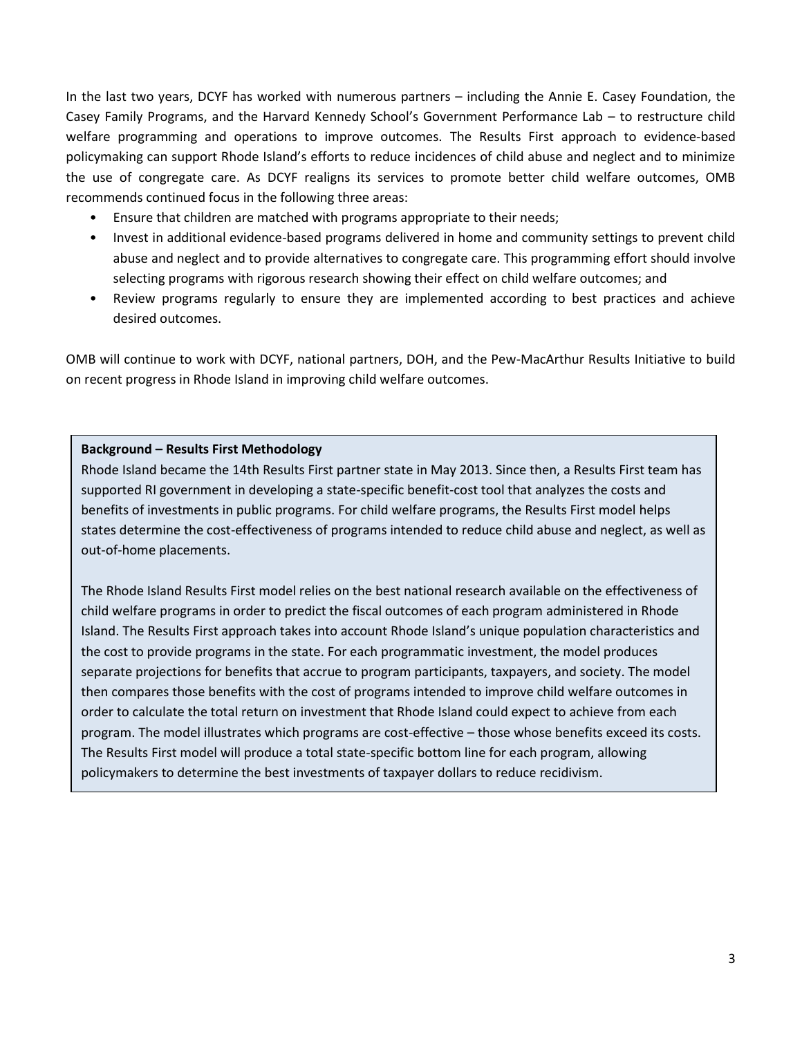In the last two years, DCYF has worked with numerous partners – including the Annie E. Casey Foundation, the Casey Family Programs, and the Harvard Kennedy School's Government Performance Lab – to restructure child welfare programming and operations to improve outcomes. The Results First approach to evidence-based policymaking can support Rhode Island's efforts to reduce incidences of child abuse and neglect and to minimize the use of congregate care. As DCYF realigns its services to promote better child welfare outcomes, OMB recommends continued focus in the following three areas:

- Ensure that children are matched with programs appropriate to their needs;
- Invest in additional evidence-based programs delivered in home and community settings to prevent child abuse and neglect and to provide alternatives to congregate care. This programming effort should involve selecting programs with rigorous research showing their effect on child welfare outcomes; and
- Review programs regularly to ensure they are implemented according to best practices and achieve desired outcomes.

OMB will continue to work with DCYF, national partners, DOH, and the Pew-MacArthur Results Initiative to build on recent progress in Rhode Island in improving child welfare outcomes.

**Background – Results First Methodology**

Rhode Island became the 14th Results First partner state in May 2013. Since then, a Results First team has supported RI government in developing a state-specific benefit-cost tool that analyzes the costs and benefits of investments in public programs. For child welfare programs, the Results First model helps states determine the cost-effectiveness of programs intended to reduce child abuse and neglect, as well as out-of-home placements.

The Rhode Island Results First model relies on the best national research available on the effectiveness of child welfare programs in order to predict the fiscal outcomes of each program administered in Rhode Island. The Results First approach takes into account Rhode Island's unique population characteristics and the cost to provide programs in the state. For each programmatic investment, the model produces separate projections for benefits that accrue to program participants, taxpayers, and society. The model then compares those benefits with the cost of programs intended to improve child welfare outcomes in order to calculate the total return on investment that Rhode Island could expect to achieve from each program. The model illustrates which programs are cost-effective – those whose benefits exceed its costs. The Results First model will produce a total state-specific bottom line for each program, allowing policymakers to determine the best investments of taxpayer dollars to reduce recidivism.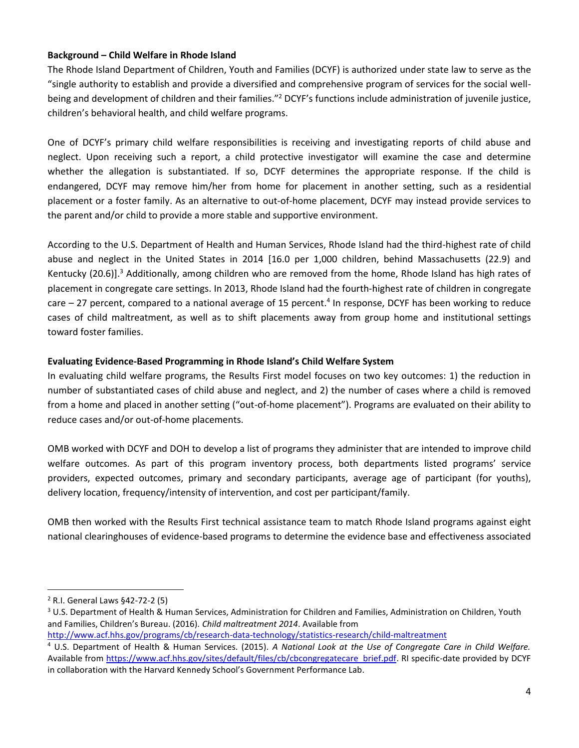**Background – Child Welfare in Rhode Island**

The Rhode Island Department of Children, Youth and Families (DCYF) is authorized under state law to serve as the "single authority to establish and provide a diversified and comprehensive program of services for the social well-being and development of children and their families."[2] DCYF's functions include administration of juvenile justice, children's behavioral health, and child welfare programs.

One of DCYF's primary child welfare responsibilities is receiving and investigating reports of child abuse and neglect. Upon receiving such a report, a child protective investigator will examine the case and determine whether the allegation is substantiated. If so, DCYF determines the appropriate response. If the child is endangered, DCYF may remove him/her from home for placement in another setting, such as a residential placement or a foster family. As an alternative to out-of-home placement, DCYF may instead provide services to the parent and/or child to provide a more stable and supportive environment.

According to the U.S. Department of Health and Human Services, Rhode Island had the third-highest rate of child abuse and neglect in the United States in 2014 [16.0 per 1,000 children, behind Massachusetts (22.9) and Kentucky (20.6)].[3] Additionally, among children who are removed from the home, Rhode Island has high rates of placement in congregate care settings. In 2013, Rhode Island had the fourth-highest rate of children in congregate care – 27 percent, compared to a national average of 15 percent.[4] In response, DCYF has been working to reduce cases of child maltreatment, as well as to shift placements away from group home and institutional settings toward foster families.

**Evaluating Evidence-Based Programming in Rhode Island's Child Welfare System**

In evaluating child welfare programs, the Results First model focuses on two key outcomes: 1) the reduction in number of substantiated cases of child abuse and neglect, and 2) the number of cases where a child is removed from a home and placed in another setting ("out-of-home placement"). Programs are evaluated on their ability to reduce cases and/or out-of-home placements.

OMB worked with DCYF and DOH to develop a list of programs they administer that are intended to improve child welfare outcomes. As part of this program inventory process, both departments listed programs' service providers, expected outcomes, primary and secondary participants, average age of participant (for youths), delivery location, frequency/intensity of intervention, and cost per participant/family.

OMB then worked with the Results First technical assistance team to match Rhode Island programs against eight national clearinghouses of evidence-based programs to determine the evidence base and effectiveness associated

---

[2] R.I. General Laws §42-72-2 (5)

[3] U.S. Department of Health & Human Services, Administration for Children and Families, Administration on Children, Youth and Families, Children's Bureau. (2016). *Child maltreatment 2014*. Available from http://www.acf.hhs.gov/programs/cb/research-data-technology/statistics-research/child-maltreatment

[4] U.S. Department of Health & Human Services. (2015). *A National Look at the Use of Congregate Care in Child Welfare.* Available from https://www.acf.hhs.gov/sites/default/files/cb/cbcongregatecare_brief.pdf. RI specific-date provided by DCYF in collaboration with the Harvard Kennedy School's Government Performance Lab.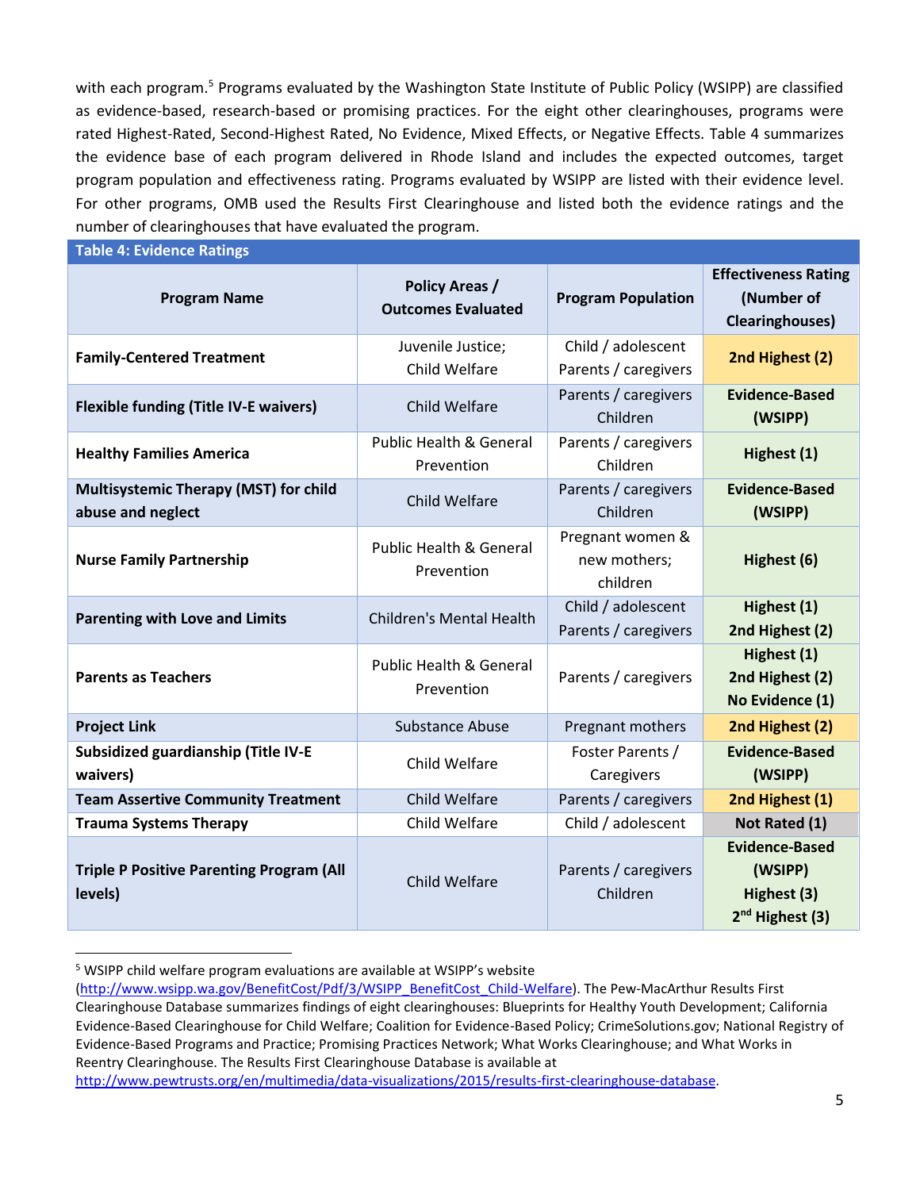with each program.[5] Programs evaluated by the Washington State Institute of Public Policy (WSIPP) are classified as evidence-based, research-based or promising practices. For the eight other clearinghouses, programs were rated Highest-Rated, Second-Highest Rated, No Evidence, Mixed Effects, or Negative Effects. Table 4 summarizes the evidence base of each program delivered in Rhode Island and includes the expected outcomes, target program population and effectiveness rating. Programs evaluated by WSIPP are listed with their evidence level. For other programs, OMB used the Results First Clearinghouse and listed both the evidence ratings and the number of clearinghouses that have evaluated the program.

**Table 4: Evidence Ratings**

| Program Name | Policy Areas / Outcomes Evaluated | Program Population | Effectiveness Rating (Number of Clearinghouses) |
|---|---|---|---|
| **Family-Centered Treatment** | Juvenile Justice; Child Welfare | Child / adolescent Parents / caregivers | **2nd Highest (2)** |
| **Flexible funding (Title IV-E waivers)** | Child Welfare | Parents / caregivers Children | **Evidence-Based (WSIPP)** |
| **Healthy Families America** | Public Health & General Prevention | Parents / caregivers Children | **Highest (1)** |
| **Multisystemic Therapy (MST) for child abuse and neglect** | Child Welfare | Parents / caregivers Children | **Evidence-Based (WSIPP)** |
| **Nurse Family Partnership** | Public Health & General Prevention | Pregnant women & new mothers; children | **Highest (6)** |
| **Parenting with Love and Limits** | Children's Mental Health | Child / adolescent Parents / caregivers | **Highest (1)** **2nd Highest (2)** |
| **Parents as Teachers** | Public Health & General Prevention | Parents / caregivers | **Highest (1)** **2nd Highest (2)** **No Evidence (1)** |
| **Project Link** | Substance Abuse | Pregnant mothers | **2nd Highest (2)** |
| **Subsidized guardianship (Title IV-E waivers)** | Child Welfare | Foster Parents / Caregivers | **Evidence-Based (WSIPP)** |
| **Team Assertive Community Treatment** | Child Welfare | Parents / caregivers | **2nd Highest (1)** |
| **Trauma Systems Therapy** | Child Welfare | Child / adolescent | **Not Rated (1)** |
| **Triple P Positive Parenting Program (All levels)** | Child Welfare | Parents / caregivers Children | **Evidence-Based (WSIPP)** **Highest (3)** **2nd Highest (3)** |

[5] WSIPP child welfare program evaluations are available at WSIPP's website (http://www.wsipp.wa.gov/BenefitCost/Pdf/3/WSIPP_BenefitCost_Child-Welfare). The Pew-MacArthur Results First Clearinghouse Database summarizes findings of eight clearinghouses: Blueprints for Healthy Youth Development; California Evidence-Based Clearinghouse for Child Welfare; Coalition for Evidence-Based Policy; CrimeSolutions.gov; National Registry of Evidence-Based Programs and Practice; Promising Practices Network; What Works Clearinghouse; and What Works in Reentry Clearinghouse. The Results First Clearinghouse Database is available at http://www.pewtrusts.org/en/multimedia/data-visualizations/2015/results-first-clearinghouse-database.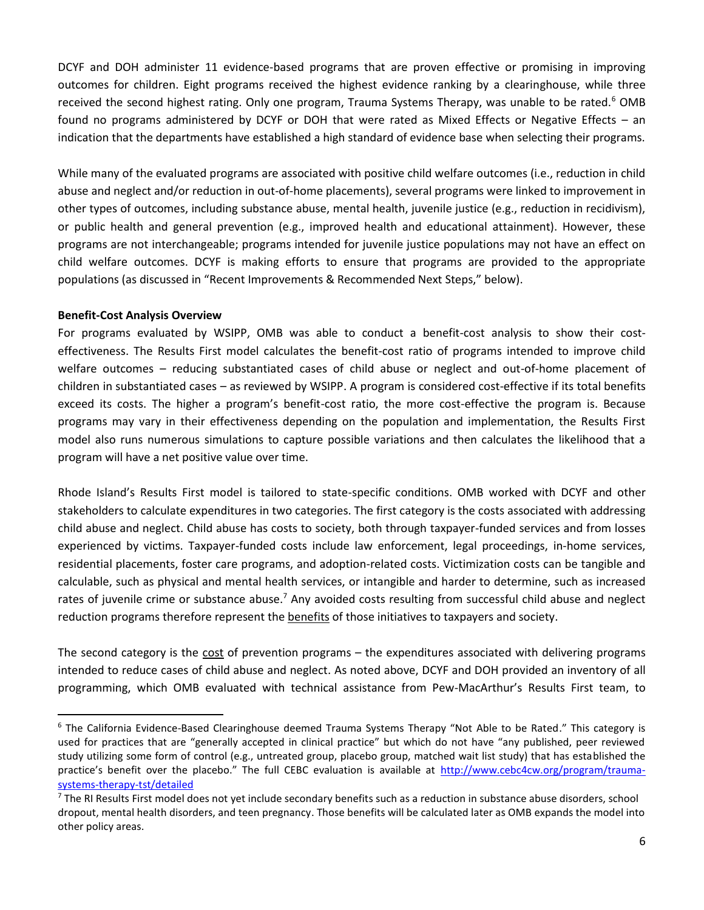DCYF and DOH administer 11 evidence-based programs that are proven effective or promising in improving outcomes for children. Eight programs received the highest evidence ranking by a clearinghouse, while three received the second highest rating. Only one program, Trauma Systems Therapy, was unable to be rated.[6] OMB found no programs administered by DCYF or DOH that were rated as Mixed Effects or Negative Effects – an indication that the departments have established a high standard of evidence base when selecting their programs.

While many of the evaluated programs are associated with positive child welfare outcomes (i.e., reduction in child abuse and neglect and/or reduction in out-of-home placements), several programs were linked to improvement in other types of outcomes, including substance abuse, mental health, juvenile justice (e.g., reduction in recidivism), or public health and general prevention (e.g., improved health and educational attainment). However, these programs are not interchangeable; programs intended for juvenile justice populations may not have an effect on child welfare outcomes. DCYF is making efforts to ensure that programs are provided to the appropriate populations (as discussed in "Recent Improvements & Recommended Next Steps," below).

**Benefit-Cost Analysis Overview**

For programs evaluated by WSIPP, OMB was able to conduct a benefit-cost analysis to show their cost-effectiveness. The Results First model calculates the benefit-cost ratio of programs intended to improve child welfare outcomes – reducing substantiated cases of child abuse or neglect and out-of-home placement of children in substantiated cases – as reviewed by WSIPP. A program is considered cost-effective if its total benefits exceed its costs. The higher a program's benefit-cost ratio, the more cost-effective the program is. Because programs may vary in their effectiveness depending on the population and implementation, the Results First model also runs numerous simulations to capture possible variations and then calculates the likelihood that a program will have a net positive value over time.

Rhode Island's Results First model is tailored to state-specific conditions. OMB worked with DCYF and other stakeholders to calculate expenditures in two categories. The first category is the costs associated with addressing child abuse and neglect. Child abuse has costs to society, both through taxpayer-funded services and from losses experienced by victims. Taxpayer-funded costs include law enforcement, legal proceedings, in-home services, residential placements, foster care programs, and adoption-related costs. Victimization costs can be tangible and calculable, such as physical and mental health services, or intangible and harder to determine, such as increased rates of juvenile crime or substance abuse.[7] Any avoided costs resulting from successful child abuse and neglect reduction programs therefore represent the benefits of those initiatives to taxpayers and society.

The second category is the cost of prevention programs – the expenditures associated with delivering programs intended to reduce cases of child abuse and neglect. As noted above, DCYF and DOH provided an inventory of all programming, which OMB evaluated with technical assistance from Pew-MacArthur's Results First team, to

---

[6] The California Evidence-Based Clearinghouse deemed Trauma Systems Therapy "Not Able to be Rated." This category is used for practices that are "generally accepted in clinical practice" but which do not have "any published, peer reviewed study utilizing some form of control (e.g., untreated group, placebo group, matched wait list study) that has established the practice's benefit over the placebo." The full CEBC evaluation is available at http://www.cebc4cw.org/program/trauma-systems-therapy-tst/detailed

[7] The RI Results First model does not yet include secondary benefits such as a reduction in substance abuse disorders, school dropout, mental health disorders, and teen pregnancy. Those benefits will be calculated later as OMB expands the model into other policy areas.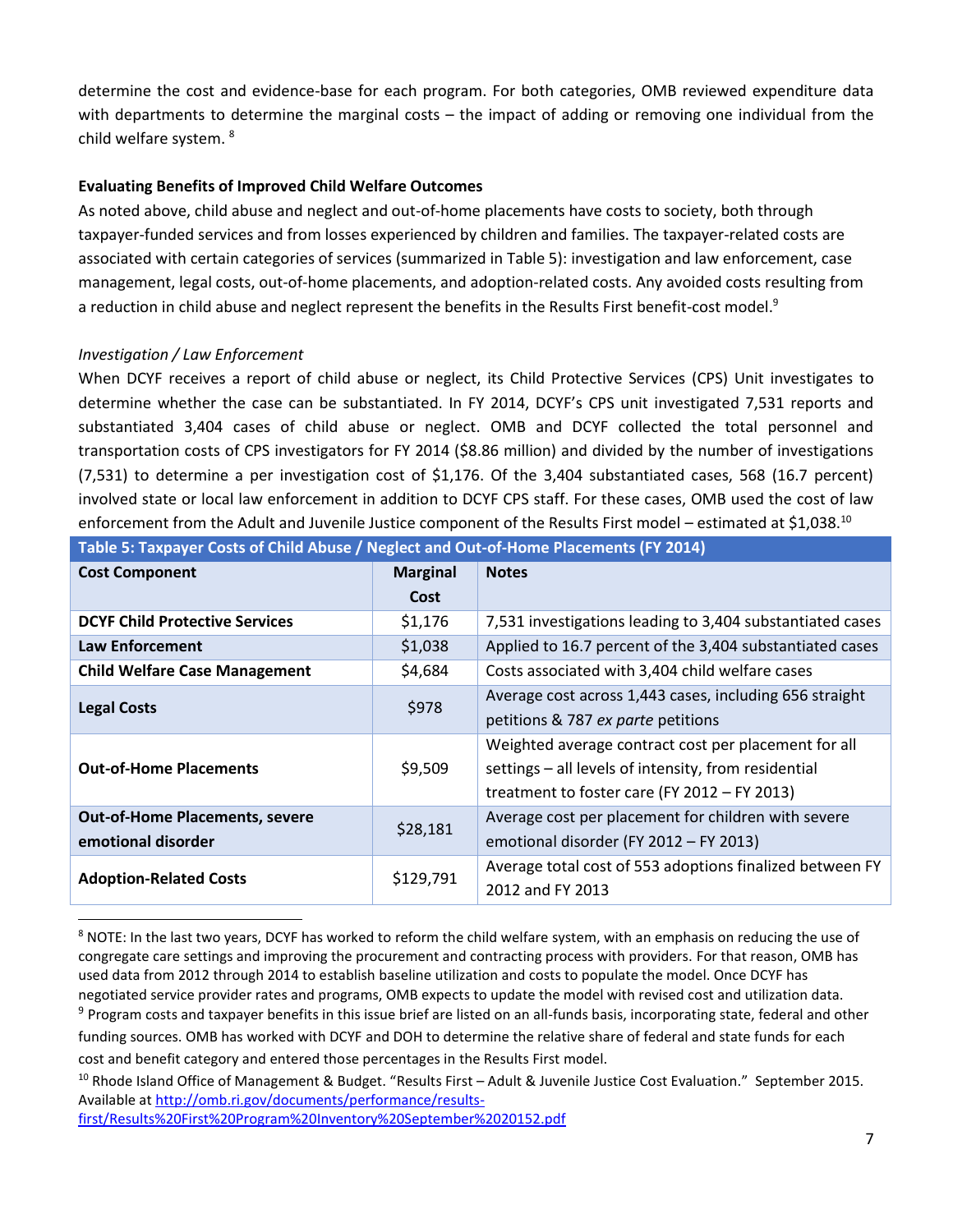determine the cost and evidence-base for each program. For both categories, OMB reviewed expenditure data with departments to determine the marginal costs – the impact of adding or removing one individual from the child welfare system. [8]

**Evaluating Benefits of Improved Child Welfare Outcomes**

As noted above, child abuse and neglect and out-of-home placements have costs to society, both through taxpayer-funded services and from losses experienced by children and families. The taxpayer-related costs are associated with certain categories of services (summarized in Table 5): investigation and law enforcement, case management, legal costs, out-of-home placements, and adoption-related costs. Any avoided costs resulting from a reduction in child abuse and neglect represent the benefits in the Results First benefit-cost model.[9]

*Investigation / Law Enforcement*

When DCYF receives a report of child abuse or neglect, its Child Protective Services (CPS) Unit investigates to determine whether the case can be substantiated. In FY 2014, DCYF's CPS unit investigated 7,531 reports and substantiated 3,404 cases of child abuse or neglect. OMB and DCYF collected the total personnel and transportation costs of CPS investigators for FY 2014 ($8.86 million) and divided by the number of investigations (7,531) to determine a per investigation cost of $1,176. Of the 3,404 substantiated cases, 568 (16.7 percent) involved state or local law enforcement in addition to DCYF CPS staff. For these cases, OMB used the cost of law enforcement from the Adult and Juvenile Justice component of the Results First model – estimated at $1,038.[10]

**Table 5: Taxpayer Costs of Child Abuse / Neglect and Out-of-Home Placements (FY 2014)**

| Cost Component | Marginal Cost | Notes |
|---|---|---|
| **DCYF Child Protective Services** | $1,176 | 7,531 investigations leading to 3,404 substantiated cases |
| **Law Enforcement** | $1,038 | Applied to 16.7 percent of the 3,404 substantiated cases |
| **Child Welfare Case Management** | $4,684 | Costs associated with 3,404 child welfare cases |
| **Legal Costs** | $978 | Average cost across 1,443 cases, including 656 straight petitions & 787 *ex parte* petitions |
| **Out-of-Home Placements** | $9,509 | Weighted average contract cost per placement for all settings – all levels of intensity, from residential treatment to foster care (FY 2012 – FY 2013) |
| **Out-of-Home Placements, severe emotional disorder** | $28,181 | Average cost per placement for children with severe emotional disorder (FY 2012 – FY 2013) |
| **Adoption-Related Costs** | $129,791 | Average total cost of 553 adoptions finalized between FY 2012 and FY 2013 |

[8] NOTE: In the last two years, DCYF has worked to reform the child welfare system, with an emphasis on reducing the use of congregate care settings and improving the procurement and contracting process with providers. For that reason, OMB has used data from 2012 through 2014 to establish baseline utilization and costs to populate the model. Once DCYF has negotiated service provider rates and programs, OMB expects to update the model with revised cost and utilization data.

[9] Program costs and taxpayer benefits in this issue brief are listed on an all-funds basis, incorporating state, federal and other funding sources. OMB has worked with DCYF and DOH to determine the relative share of federal and state funds for each cost and benefit category and entered those percentages in the Results First model.

[10] Rhode Island Office of Management & Budget. "Results First – Adult & Juvenile Justice Cost Evaluation." September 2015. Available at http://omb.ri.gov/documents/performance/results-first/Results%20First%20Program%20Inventory%20September%2020152.pdf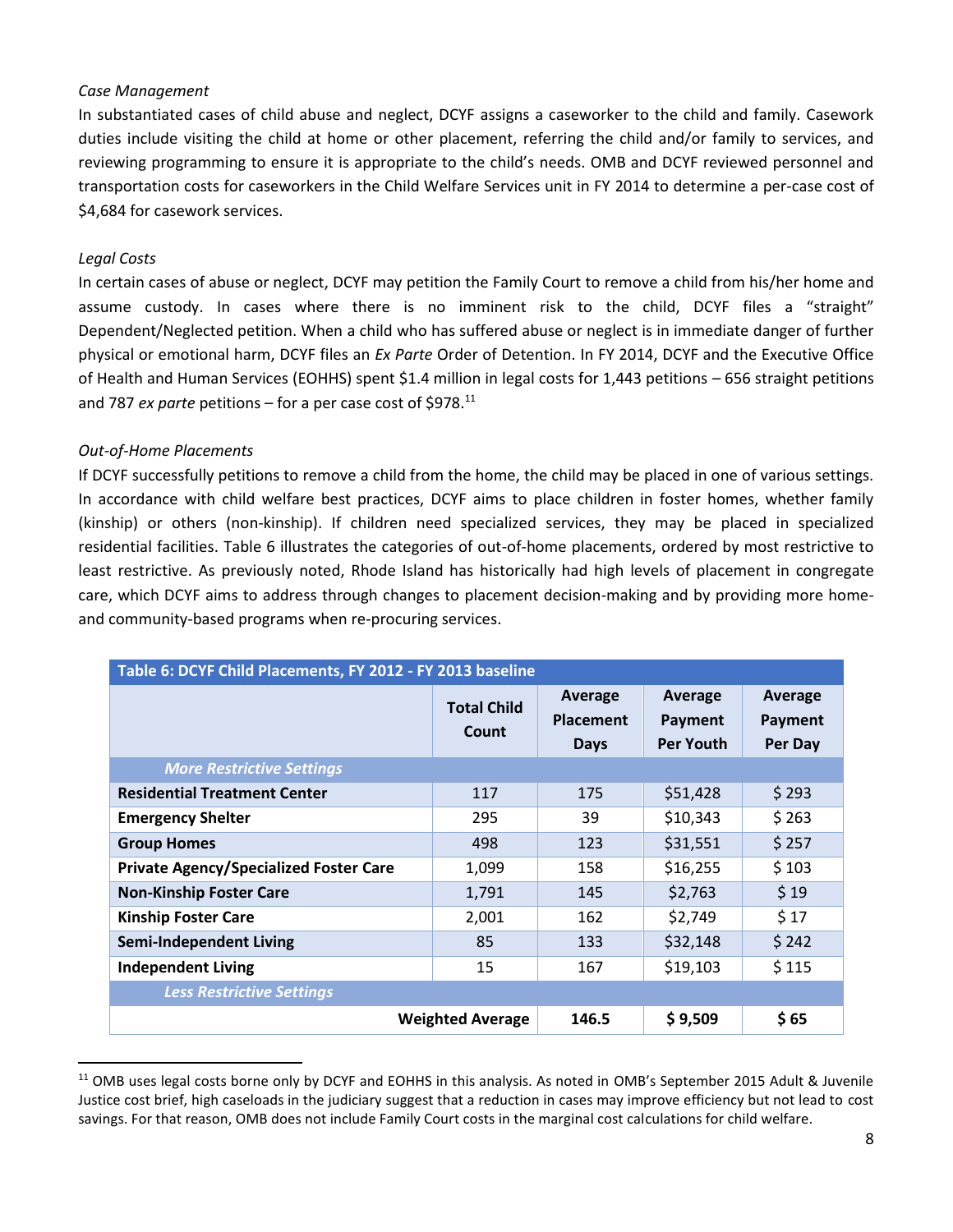*Case Management*

In substantiated cases of child abuse and neglect, DCYF assigns a caseworker to the child and family. Casework duties include visiting the child at home or other placement, referring the child and/or family to services, and reviewing programming to ensure it is appropriate to the child's needs. OMB and DCYF reviewed personnel and transportation costs for caseworkers in the Child Welfare Services unit in FY 2014 to determine a per-case cost of $4,684 for casework services.

*Legal Costs*

In certain cases of abuse or neglect, DCYF may petition the Family Court to remove a child from his/her home and assume custody. In cases where there is no imminent risk to the child, DCYF files a "straight" Dependent/Neglected petition. When a child who has suffered abuse or neglect is in immediate danger of further physical or emotional harm, DCYF files an *Ex Parte* Order of Detention. In FY 2014, DCYF and the Executive Office of Health and Human Services (EOHHS) spent $1.4 million in legal costs for 1,443 petitions – 656 straight petitions and 787 *ex parte* petitions – for a per case cost of $978.[11]

*Out-of-Home Placements*

If DCYF successfully petitions to remove a child from the home, the child may be placed in one of various settings. In accordance with child welfare best practices, DCYF aims to place children in foster homes, whether family (kinship) or others (non-kinship). If children need specialized services, they may be placed in specialized residential facilities. Table 6 illustrates the categories of out-of-home placements, ordered by most restrictive to least restrictive. As previously noted, Rhode Island has historically had high levels of placement in congregate care, which DCYF aims to address through changes to placement decision-making and by providing more home- and community-based programs when re-procuring services.

**Table 6: DCYF Child Placements, FY 2012 - FY 2013 baseline**

| | Total Child Count | Average Placement Days | Average Payment Per Youth | Average Payment Per Day |
|---|---|---|---|---|
| *More Restrictive Settings* | | | | |
| **Residential Treatment Center** | 117 | 175 | $51,428 | $ 293 |
| **Emergency Shelter** | 295 | 39 | $10,343 | $ 263 |
| **Group Homes** | 498 | 123 | $31,551 | $ 257 |
| **Private Agency/Specialized Foster Care** | 1,099 | 158 | $16,255 | $ 103 |
| **Non-Kinship Foster Care** | 1,791 | 145 | $2,763 | $ 19 |
| **Kinship Foster Care** | 2,001 | 162 | $2,749 | $ 17 |
| **Semi-Independent Living** | 85 | 133 | $32,148 | $ 242 |
| **Independent Living** | 15 | 167 | $19,103 | $ 115 |
| *Less Restrictive Settings* | | | | |
| **Weighted Average** | | **146.5** | **$ 9,509** | **$ 65** |

[11] OMB uses legal costs borne only by DCYF and EOHHS in this analysis. As noted in OMB's September 2015 Adult & Juvenile Justice cost brief, high caseloads in the judiciary suggest that a reduction in cases may improve efficiency but not lead to cost savings. For that reason, OMB does not include Family Court costs in the marginal cost calculations for child welfare.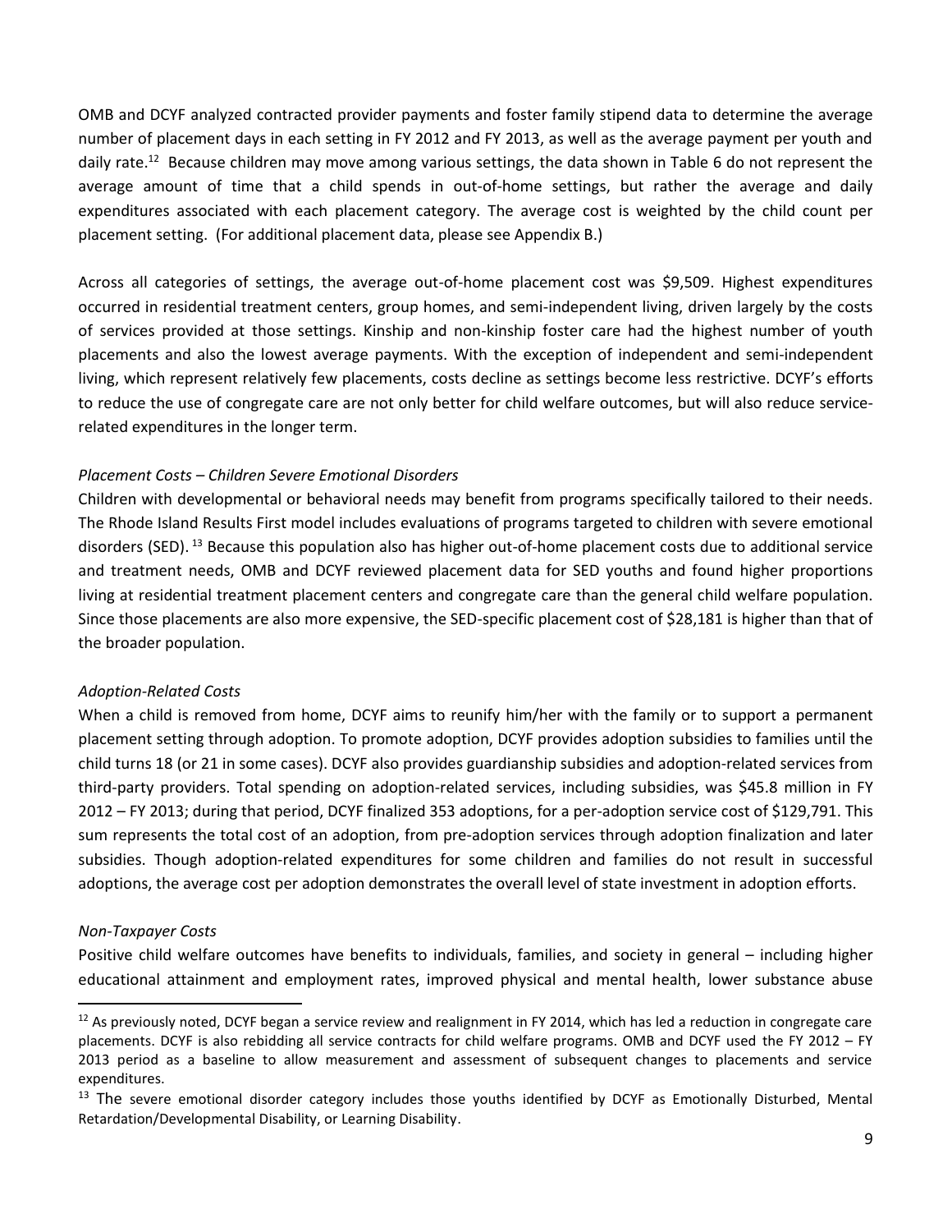OMB and DCYF analyzed contracted provider payments and foster family stipend data to determine the average number of placement days in each setting in FY 2012 and FY 2013, as well as the average payment per youth and daily rate.[12] Because children may move among various settings, the data shown in Table 6 do not represent the average amount of time that a child spends in out-of-home settings, but rather the average and daily expenditures associated with each placement category. The average cost is weighted by the child count per placement setting. (For additional placement data, please see Appendix B.)

Across all categories of settings, the average out-of-home placement cost was $9,509. Highest expenditures occurred in residential treatment centers, group homes, and semi-independent living, driven largely by the costs of services provided at those settings. Kinship and non-kinship foster care had the highest number of youth placements and also the lowest average payments. With the exception of independent and semi-independent living, which represent relatively few placements, costs decline as settings become less restrictive. DCYF's efforts to reduce the use of congregate care are not only better for child welfare outcomes, but will also reduce service-related expenditures in the longer term.

*Placement Costs – Children Severe Emotional Disorders*

Children with developmental or behavioral needs may benefit from programs specifically tailored to their needs. The Rhode Island Results First model includes evaluations of programs targeted to children with severe emotional disorders (SED).[13] Because this population also has higher out-of-home placement costs due to additional service and treatment needs, OMB and DCYF reviewed placement data for SED youths and found higher proportions living at residential treatment placement centers and congregate care than the general child welfare population. Since those placements are also more expensive, the SED-specific placement cost of $28,181 is higher than that of the broader population.

*Adoption-Related Costs*

When a child is removed from home, DCYF aims to reunify him/her with the family or to support a permanent placement setting through adoption. To promote adoption, DCYF provides adoption subsidies to families until the child turns 18 (or 21 in some cases). DCYF also provides guardianship subsidies and adoption-related services from third-party providers. Total spending on adoption-related services, including subsidies, was $45.8 million in FY 2012 – FY 2013; during that period, DCYF finalized 353 adoptions, for a per-adoption service cost of $129,791. This sum represents the total cost of an adoption, from pre-adoption services through adoption finalization and later subsidies. Though adoption-related expenditures for some children and families do not result in successful adoptions, the average cost per adoption demonstrates the overall level of state investment in adoption efforts.

*Non-Taxpayer Costs*

Positive child welfare outcomes have benefits to individuals, families, and society in general – including higher educational attainment and employment rates, improved physical and mental health, lower substance abuse

---

[12] As previously noted, DCYF began a service review and realignment in FY 2014, which has led a reduction in congregate care placements. DCYF is also rebidding all service contracts for child welfare programs. OMB and DCYF used the FY 2012 – FY 2013 period as a baseline to allow measurement and assessment of subsequent changes to placements and service expenditures.

[13] The severe emotional disorder category includes those youths identified by DCYF as Emotionally Disturbed, Mental Retardation/Developmental Disability, or Learning Disability.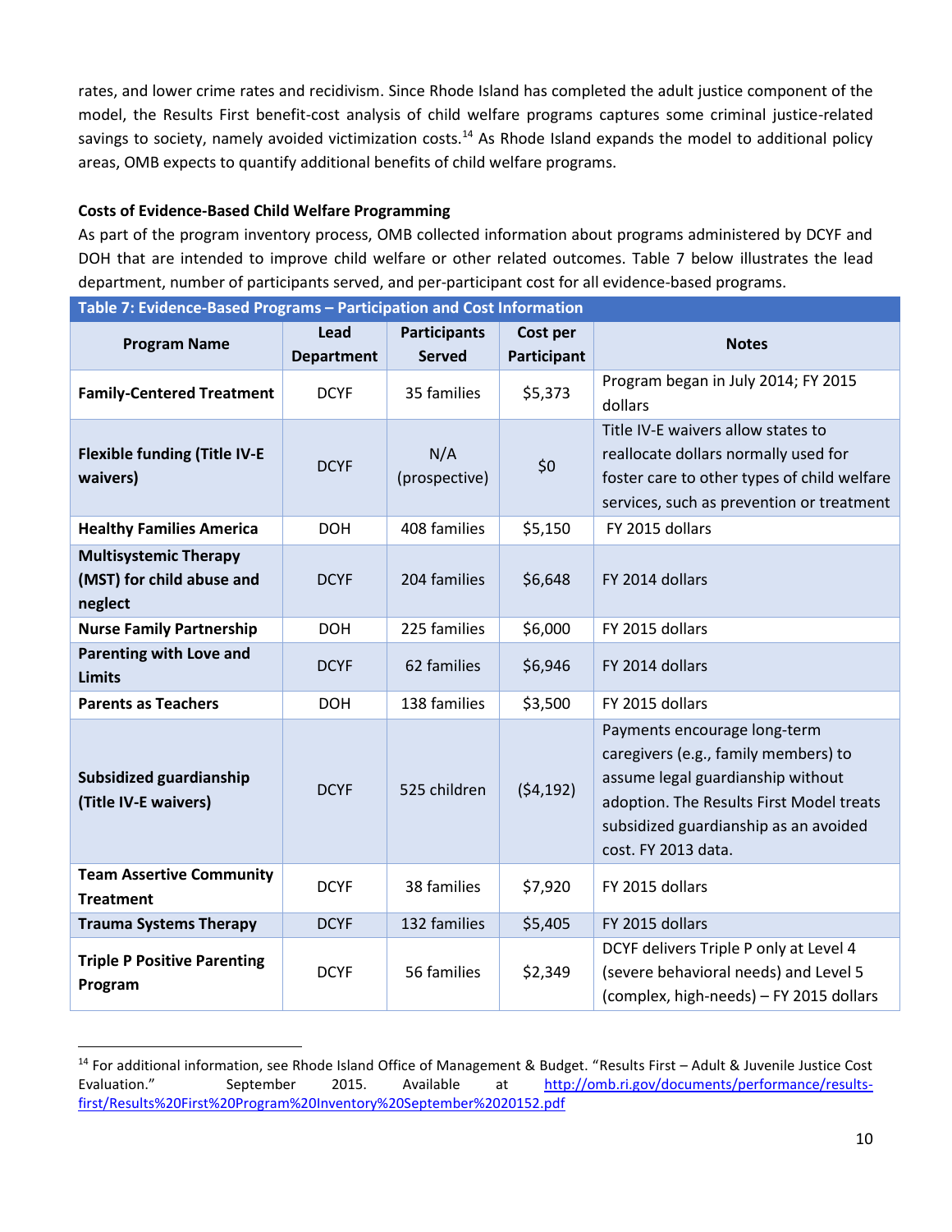rates, and lower crime rates and recidivism. Since Rhode Island has completed the adult justice component of the model, the Results First benefit-cost analysis of child welfare programs captures some criminal justice-related savings to society, namely avoided victimization costs.[14] As Rhode Island expands the model to additional policy areas, OMB expects to quantify additional benefits of child welfare programs.

**Costs of Evidence-Based Child Welfare Programming**

As part of the program inventory process, OMB collected information about programs administered by DCYF and DOH that are intended to improve child welfare or other related outcomes. Table 7 below illustrates the lead department, number of participants served, and per-participant cost for all evidence-based programs.

**Table 7: Evidence-Based Programs – Participation and Cost Information**

| Program Name | Lead Department | Participants Served | Cost per Participant | Notes |
|---|---|---|---|---|
| **Family-Centered Treatment** | DCYF | 35 families | $5,373 | Program began in July 2014; FY 2015 dollars |
| **Flexible funding (Title IV-E waivers)** | DCYF | N/A (prospective) | $0 | Title IV-E waivers allow states to reallocate dollars normally used for foster care to other types of child welfare services, such as prevention or treatment |
| **Healthy Families America** | DOH | 408 families | $5,150 | FY 2015 dollars |
| **Multisystemic Therapy (MST) for child abuse and neglect** | DCYF | 204 families | $6,648 | FY 2014 dollars |
| **Nurse Family Partnership** | DOH | 225 families | $6,000 | FY 2015 dollars |
| **Parenting with Love and Limits** | DCYF | 62 families | $6,946 | FY 2014 dollars |
| **Parents as Teachers** | DOH | 138 families | $3,500 | FY 2015 dollars |
| **Subsidized guardianship (Title IV-E waivers)** | DCYF | 525 children | ($4,192) | Payments encourage long-term caregivers (e.g., family members) to assume legal guardianship without adoption. The Results First Model treats subsidized guardianship as an avoided cost. FY 2013 data. |
| **Team Assertive Community Treatment** | DCYF | 38 families | $7,920 | FY 2015 dollars |
| **Trauma Systems Therapy** | DCYF | 132 families | $5,405 | FY 2015 dollars |
| **Triple P Positive Parenting Program** | DCYF | 56 families | $2,349 | DCYF delivers Triple P only at Level 4 (severe behavioral needs) and Level 5 (complex, high-needs) – FY 2015 dollars |

[14] For additional information, see Rhode Island Office of Management & Budget. "Results First – Adult & Juvenile Justice Cost Evaluation." September 2015. Available at http://omb.ri.gov/documents/performance/results-first/Results%20First%20Program%20Inventory%20September%2020152.pdf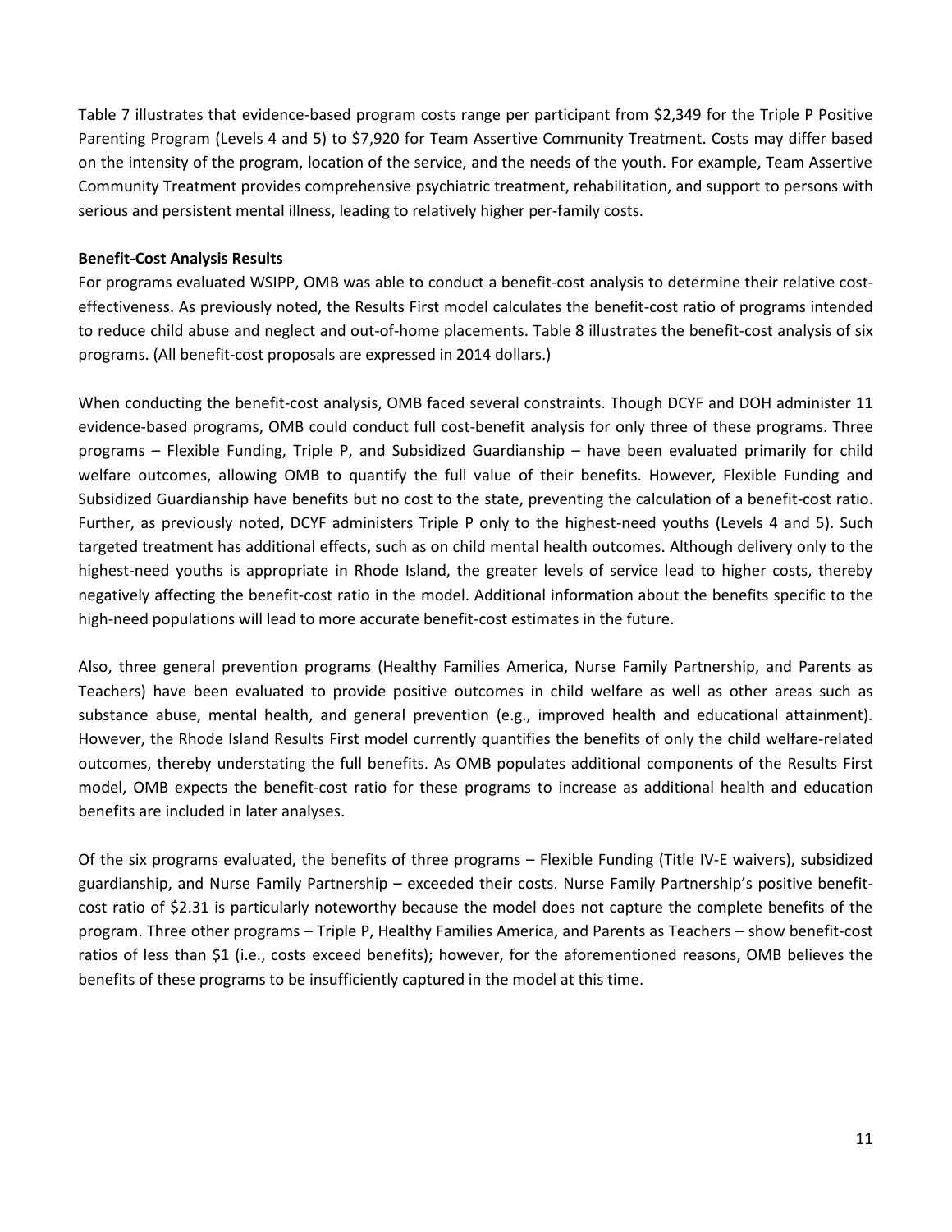Table 7 illustrates that evidence-based program costs range per participant from $2,349 for the Triple P Positive Parenting Program (Levels 4 and 5) to $7,920 for Team Assertive Community Treatment. Costs may differ based on the intensity of the program, location of the service, and the needs of the youth. For example, Team Assertive Community Treatment provides comprehensive psychiatric treatment, rehabilitation, and support to persons with serious and persistent mental illness, leading to relatively higher per-family costs.

**Benefit-Cost Analysis Results**

For programs evaluated WSIPP, OMB was able to conduct a benefit-cost analysis to determine their relative cost-effectiveness. As previously noted, the Results First model calculates the benefit-cost ratio of programs intended to reduce child abuse and neglect and out-of-home placements. Table 8 illustrates the benefit-cost analysis of six programs. (All benefit-cost proposals are expressed in 2014 dollars.)

When conducting the benefit-cost analysis, OMB faced several constraints. Though DCYF and DOH administer 11 evidence-based programs, OMB could conduct full cost-benefit analysis for only three of these programs. Three programs – Flexible Funding, Triple P, and Subsidized Guardianship – have been evaluated primarily for child welfare outcomes, allowing OMB to quantify the full value of their benefits. However, Flexible Funding and Subsidized Guardianship have benefits but no cost to the state, preventing the calculation of a benefit-cost ratio. Further, as previously noted, DCYF administers Triple P only to the highest-need youths (Levels 4 and 5). Such targeted treatment has additional effects, such as on child mental health outcomes. Although delivery only to the highest-need youths is appropriate in Rhode Island, the greater levels of service lead to higher costs, thereby negatively affecting the benefit-cost ratio in the model. Additional information about the benefits specific to the high-need populations will lead to more accurate benefit-cost estimates in the future.

Also, three general prevention programs (Healthy Families America, Nurse Family Partnership, and Parents as Teachers) have been evaluated to provide positive outcomes in child welfare as well as other areas such as substance abuse, mental health, and general prevention (e.g., improved health and educational attainment). However, the Rhode Island Results First model currently quantifies the benefits of only the child welfare-related outcomes, thereby understating the full benefits. As OMB populates additional components of the Results First model, OMB expects the benefit-cost ratio for these programs to increase as additional health and education benefits are included in later analyses.

Of the six programs evaluated, the benefits of three programs – Flexible Funding (Title IV-E waivers), subsidized guardianship, and Nurse Family Partnership – exceeded their costs. Nurse Family Partnership's positive benefit-cost ratio of $2.31 is particularly noteworthy because the model does not capture the complete benefits of the program. Three other programs – Triple P, Healthy Families America, and Parents as Teachers – show benefit-cost ratios of less than $1 (i.e., costs exceed benefits); however, for the aforementioned reasons, OMB believes the benefits of these programs to be insufficiently captured in the model at this time.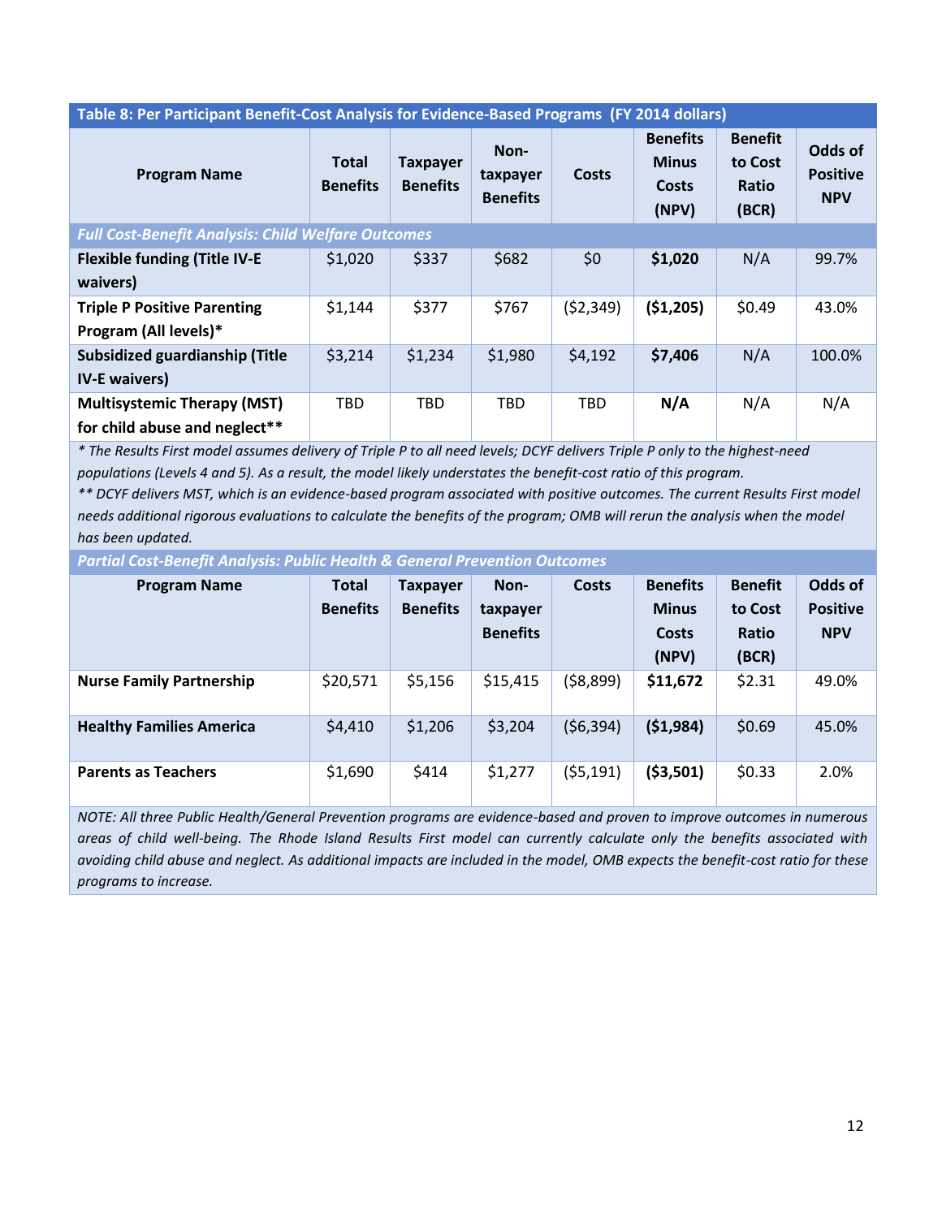| Table 8: Per Participant Benefit-Cost Analysis for Evidence-Based Programs (FY 2014 dollars) | | | | | | | |
|---|---|---|---|---|---|---|---|
| **Program Name** | **Total Benefits** | **Taxpayer Benefits** | **Non-taxpayer Benefits** | **Costs** | **Benefits Minus Costs (NPV)** | **Benefit to Cost Ratio (BCR)** | **Odds of Positive NPV** |
| ***Full Cost-Benefit Analysis: Child Welfare Outcomes*** | | | | | | | |
| **Flexible funding (Title IV-E waivers)** | $1,020 | $337 | $682 | $0 | **$1,020** | N/A | 99.7% |
| **Triple P Positive Parenting Program (All levels)*** | $1,144 | $377 | $767 | ($2,349) | **($1,205)** | $0.49 | 43.0% |
| **Subsidized guardianship (Title IV-E waivers)** | $3,214 | $1,234 | $1,980 | $4,192 | **$7,406** | N/A | 100.0% |
| **Multisystemic Therapy (MST) for child abuse and neglect**** | TBD | TBD | TBD | TBD | **N/A** | N/A | N/A |

*\* The Results First model assumes delivery of Triple P to all need levels; DCYF delivers Triple P only to the highest-need populations (Levels 4 and 5). As a result, the model likely understates the benefit-cost ratio of this program.*
*\*\* DCYF delivers MST, which is an evidence-based program associated with positive outcomes. The current Results First model needs additional rigorous evaluations to calculate the benefits of the program; OMB will rerun the analysis when the model has been updated.*

| ***Partial Cost-Benefit Analysis: Public Health & General Prevention Outcomes*** | | | | | | | |
|---|---|---|---|---|---|---|---|
| **Program Name** | **Total Benefits** | **Taxpayer Benefits** | **Non-taxpayer Benefits** | **Costs** | **Benefits Minus Costs (NPV)** | **Benefit to Cost Ratio (BCR)** | **Odds of Positive NPV** |
| **Nurse Family Partnership** | $20,571 | $5,156 | $15,415 | ($8,899) | **$11,672** | $2.31 | 49.0% |
| **Healthy Families America** | $4,410 | $1,206 | $3,204 | ($6,394) | **($1,984)** | $0.69 | 45.0% |
| **Parents as Teachers** | $1,690 | $414 | $1,277 | ($5,191) | **($3,501)** | $0.33 | 2.0% |

*NOTE: All three Public Health/General Prevention programs are evidence-based and proven to improve outcomes in numerous areas of child well-being. The Rhode Island Results First model can currently calculate only the benefits associated with avoiding child abuse and neglect. As additional impacts are included in the model, OMB expects the benefit-cost ratio for these programs to increase.*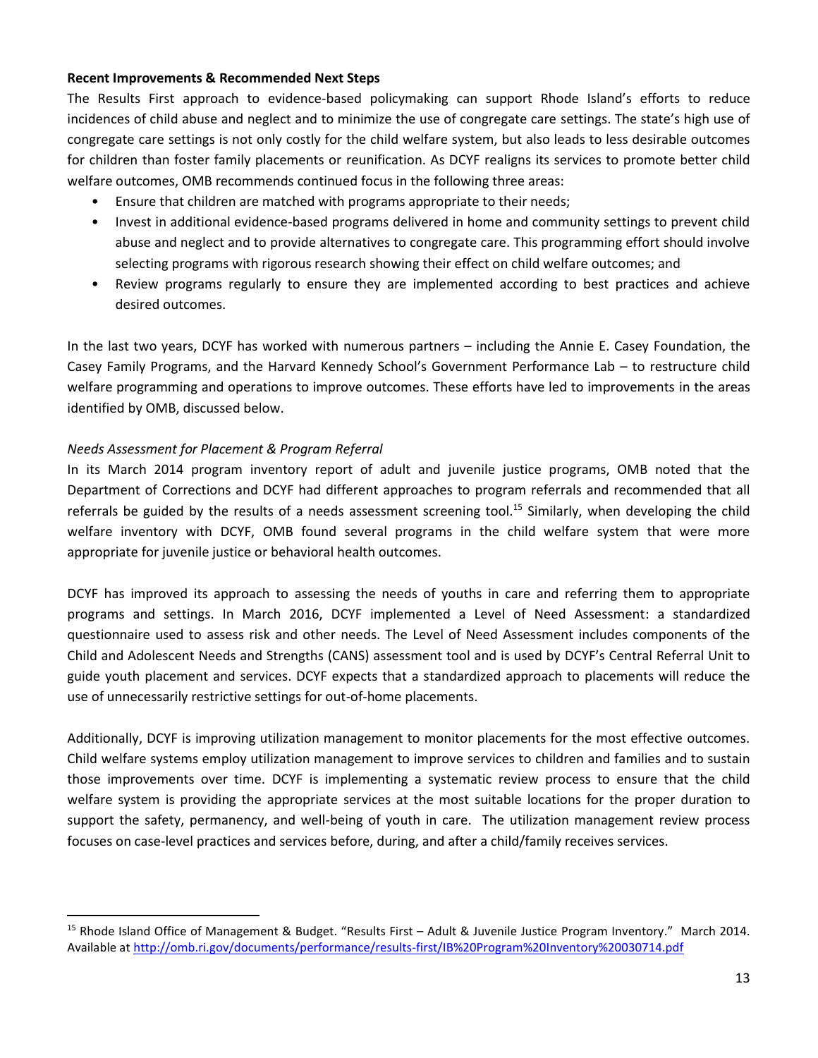**Recent Improvements & Recommended Next Steps**

The Results First approach to evidence-based policymaking can support Rhode Island's efforts to reduce incidences of child abuse and neglect and to minimize the use of congregate care settings. The state's high use of congregate care settings is not only costly for the child welfare system, but also leads to less desirable outcomes for children than foster family placements or reunification. As DCYF realigns its services to promote better child welfare outcomes, OMB recommends continued focus in the following three areas:

- Ensure that children are matched with programs appropriate to their needs;
- Invest in additional evidence-based programs delivered in home and community settings to prevent child abuse and neglect and to provide alternatives to congregate care. This programming effort should involve selecting programs with rigorous research showing their effect on child welfare outcomes; and
- Review programs regularly to ensure they are implemented according to best practices and achieve desired outcomes.

In the last two years, DCYF has worked with numerous partners – including the Annie E. Casey Foundation, the Casey Family Programs, and the Harvard Kennedy School's Government Performance Lab – to restructure child welfare programming and operations to improve outcomes. These efforts have led to improvements in the areas identified by OMB, discussed below.

*Needs Assessment for Placement & Program Referral*

In its March 2014 program inventory report of adult and juvenile justice programs, OMB noted that the Department of Corrections and DCYF had different approaches to program referrals and recommended that all referrals be guided by the results of a needs assessment screening tool.[15] Similarly, when developing the child welfare inventory with DCYF, OMB found several programs in the child welfare system that were more appropriate for juvenile justice or behavioral health outcomes.

DCYF has improved its approach to assessing the needs of youths in care and referring them to appropriate programs and settings. In March 2016, DCYF implemented a Level of Need Assessment: a standardized questionnaire used to assess risk and other needs. The Level of Need Assessment includes components of the Child and Adolescent Needs and Strengths (CANS) assessment tool and is used by DCYF's Central Referral Unit to guide youth placement and services. DCYF expects that a standardized approach to placements will reduce the use of unnecessarily restrictive settings for out-of-home placements.

Additionally, DCYF is improving utilization management to monitor placements for the most effective outcomes. Child welfare systems employ utilization management to improve services to children and families and to sustain those improvements over time. DCYF is implementing a systematic review process to ensure that the child welfare system is providing the appropriate services at the most suitable locations for the proper duration to support the safety, permanency, and well-being of youth in care. The utilization management review process focuses on case-level practices and services before, during, and after a child/family receives services.

---

[15] Rhode Island Office of Management & Budget. "Results First – Adult & Juvenile Justice Program Inventory." March 2014. Available at http://omb.ri.gov/documents/performance/results-first/IB%20Program%20Inventory%20030714.pdf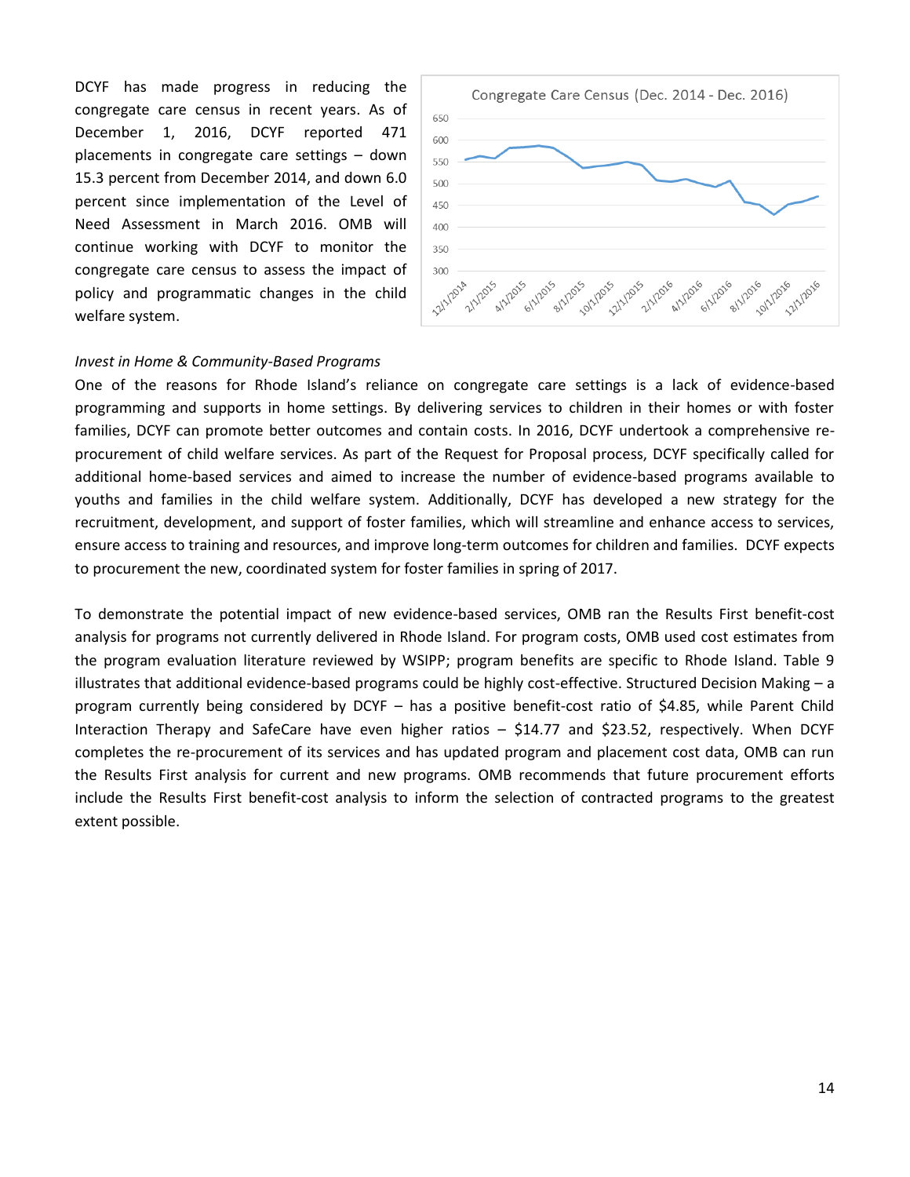DCYF has made progress in reducing the congregate care census in recent years. As of December 1, 2016, DCYF reported 471 placements in congregate care settings – down 15.3 percent from December 2014, and down 6.0 percent since implementation of the Level of Need Assessment in March 2016. OMB will continue working with DCYF to monitor the congregate care census to assess the impact of policy and programmatic changes in the child welfare system.

*Invest in Home & Community-Based Programs*

One of the reasons for Rhode Island's reliance on congregate care settings is a lack of evidence-based programming and supports in home settings. By delivering services to children in their homes or with foster families, DCYF can promote better outcomes and contain costs. In 2016, DCYF undertook a comprehensive re-procurement of child welfare services. As part of the Request for Proposal process, DCYF specifically called for additional home-based services and aimed to increase the number of evidence-based programs available to youths and families in the child welfare system. Additionally, DCYF has developed a new strategy for the recruitment, development, and support of foster families, which will streamline and enhance access to services, ensure access to training and resources, and improve long-term outcomes for children and families. DCYF expects to procurement the new, coordinated system for foster families in spring of 2017.

To demonstrate the potential impact of new evidence-based services, OMB ran the Results First benefit-cost analysis for programs not currently delivered in Rhode Island. For program costs, OMB used cost estimates from the program evaluation literature reviewed by WSIPP; program benefits are specific to Rhode Island. Table 9 illustrates that additional evidence-based programs could be highly cost-effective. Structured Decision Making – a program currently being considered by DCYF – has a positive benefit-cost ratio of $4.85, while Parent Child Interaction Therapy and SafeCare have even higher ratios – $14.77 and $23.52, respectively. When DCYF completes the re-procurement of its services and has updated program and placement cost data, OMB can run the Results First analysis for current and new programs. OMB recommends that future procurement efforts include the Results First benefit-cost analysis to inform the selection of contracted programs to the greatest extent possible.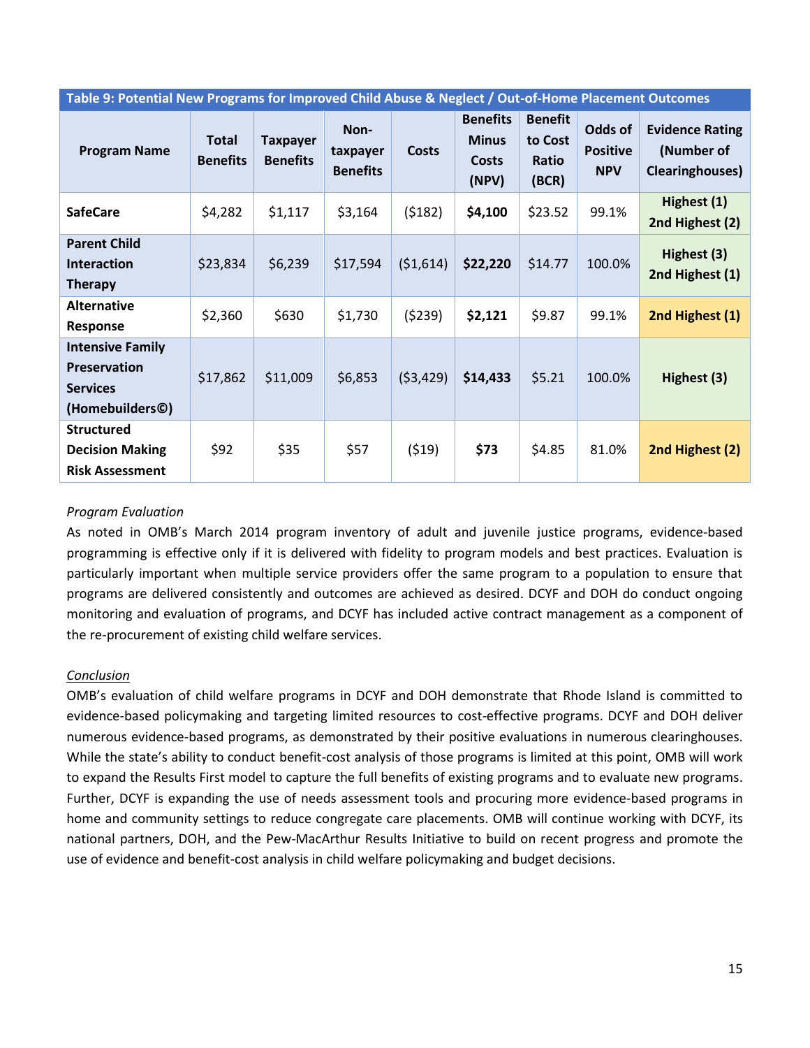| Table 9: Potential New Programs for Improved Child Abuse & Neglect / Out-of-Home Placement Outcomes | | | | | | | | |
|---|---|---|---|---|---|---|---|---|
| **Program Name** | **Total Benefits** | **Taxpayer Benefits** | **Non-taxpayer Benefits** | **Costs** | **Benefits Minus Costs (NPV)** | **Benefit to Cost Ratio (BCR)** | **Odds of Positive NPV** | **Evidence Rating (Number of Clearinghouses)** |
| **SafeCare** | $4,282 | $1,117 | $3,164 | ($182) | **$4,100** | $23.52 | 99.1% | **Highest (1) 2nd Highest (2)** |
| **Parent Child Interaction Therapy** | $23,834 | $6,239 | $17,594 | ($1,614) | **$22,220** | $14.77 | 100.0% | **Highest (3) 2nd Highest (1)** |
| **Alternative Response** | $2,360 | $630 | $1,730 | ($239) | **$2,121** | $9.87 | 99.1% | **2nd Highest (1)** |
| **Intensive Family Preservation Services (Homebuilders©)** | $17,862 | $11,009 | $6,853 | ($3,429) | **$14,433** | $5.21 | 100.0% | **Highest (3)** |
| **Structured Decision Making Risk Assessment** | $92 | $35 | $57 | ($19) | **$73** | $4.85 | 81.0% | **2nd Highest (2)** |

*Program Evaluation*

As noted in OMB's March 2014 program inventory of adult and juvenile justice programs, evidence-based programming is effective only if it is delivered with fidelity to program models and best practices. Evaluation is particularly important when multiple service providers offer the same program to a population to ensure that programs are delivered consistently and outcomes are achieved as desired. DCYF and DOH do conduct ongoing monitoring and evaluation of programs, and DCYF has included active contract management as a component of the re-procurement of existing child welfare services.

*Conclusion*

OMB's evaluation of child welfare programs in DCYF and DOH demonstrate that Rhode Island is committed to evidence-based policymaking and targeting limited resources to cost-effective programs. DCYF and DOH deliver numerous evidence-based programs, as demonstrated by their positive evaluations in numerous clearinghouses. While the state's ability to conduct benefit-cost analysis of those programs is limited at this point, OMB will work to expand the Results First model to capture the full benefits of existing programs and to evaluate new programs. Further, DCYF is expanding the use of needs assessment tools and procuring more evidence-based programs in home and community settings to reduce congregate care placements. OMB will continue working with DCYF, its national partners, DOH, and the Pew-MacArthur Results Initiative to build on recent progress and promote the use of evidence and benefit-cost analysis in child welfare policymaking and budget decisions.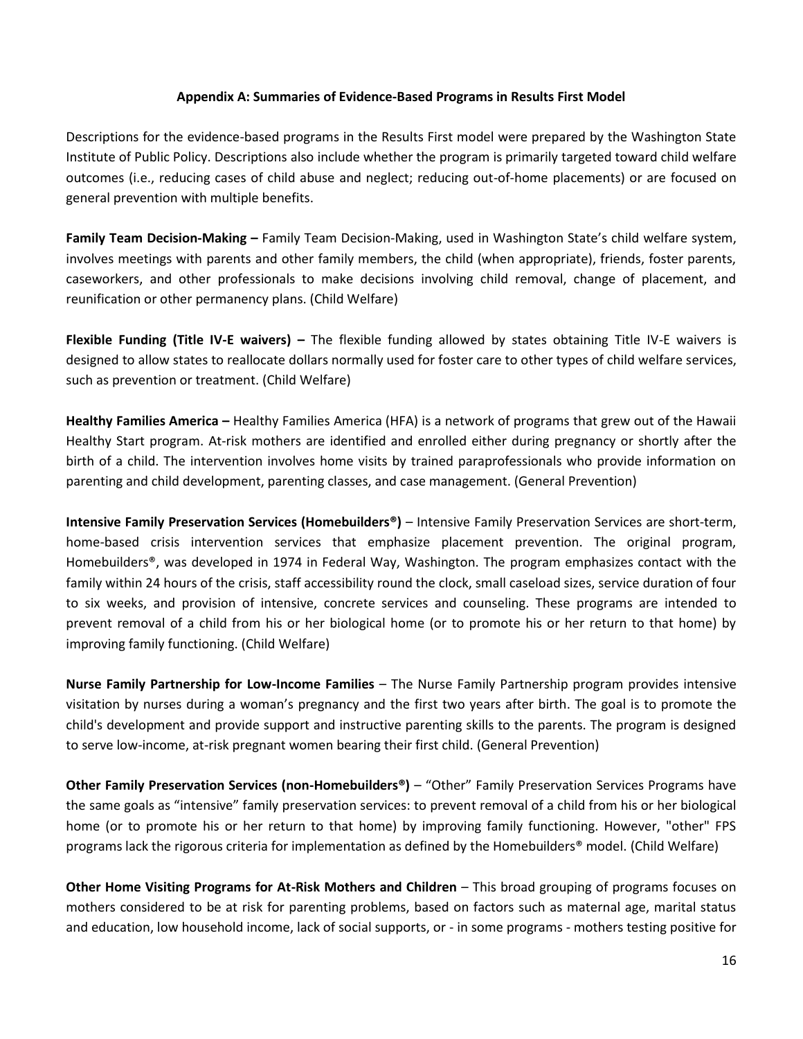# Appendix A: Summaries of Evidence-Based Programs in Results First Model

Descriptions for the evidence-based programs in the Results First model were prepared by the Washington State Institute of Public Policy. Descriptions also include whether the program is primarily targeted toward child welfare outcomes (i.e., reducing cases of child abuse and neglect; reducing out-of-home placements) or are focused on general prevention with multiple benefits.

**Family Team Decision-Making –** Family Team Decision-Making, used in Washington State's child welfare system, involves meetings with parents and other family members, the child (when appropriate), friends, foster parents, caseworkers, and other professionals to make decisions involving child removal, change of placement, and reunification or other permanency plans. (Child Welfare)

**Flexible Funding (Title IV-E waivers) –** The flexible funding allowed by states obtaining Title IV-E waivers is designed to allow states to reallocate dollars normally used for foster care to other types of child welfare services, such as prevention or treatment. (Child Welfare)

**Healthy Families America –** Healthy Families America (HFA) is a network of programs that grew out of the Hawaii Healthy Start program. At-risk mothers are identified and enrolled either during pregnancy or shortly after the birth of a child. The intervention involves home visits by trained paraprofessionals who provide information on parenting and child development, parenting classes, and case management. (General Prevention)

**Intensive Family Preservation Services (Homebuilders®)** – Intensive Family Preservation Services are short-term, home-based crisis intervention services that emphasize placement prevention. The original program, Homebuilders®, was developed in 1974 in Federal Way, Washington. The program emphasizes contact with the family within 24 hours of the crisis, staff accessibility round the clock, small caseload sizes, service duration of four to six weeks, and provision of intensive, concrete services and counseling. These programs are intended to prevent removal of a child from his or her biological home (or to promote his or her return to that home) by improving family functioning. (Child Welfare)

**Nurse Family Partnership for Low-Income Families** – The Nurse Family Partnership program provides intensive visitation by nurses during a woman's pregnancy and the first two years after birth. The goal is to promote the child's development and provide support and instructive parenting skills to the parents. The program is designed to serve low-income, at-risk pregnant women bearing their first child. (General Prevention)

**Other Family Preservation Services (non-Homebuilders®)** – "Other" Family Preservation Services Programs have the same goals as "intensive" family preservation services: to prevent removal of a child from his or her biological home (or to promote his or her return to that home) by improving family functioning. However, "other" FPS programs lack the rigorous criteria for implementation as defined by the Homebuilders® model. (Child Welfare)

**Other Home Visiting Programs for At-Risk Mothers and Children** – This broad grouping of programs focuses on mothers considered to be at risk for parenting problems, based on factors such as maternal age, marital status and education, low household income, lack of social supports, or - in some programs - mothers testing positive for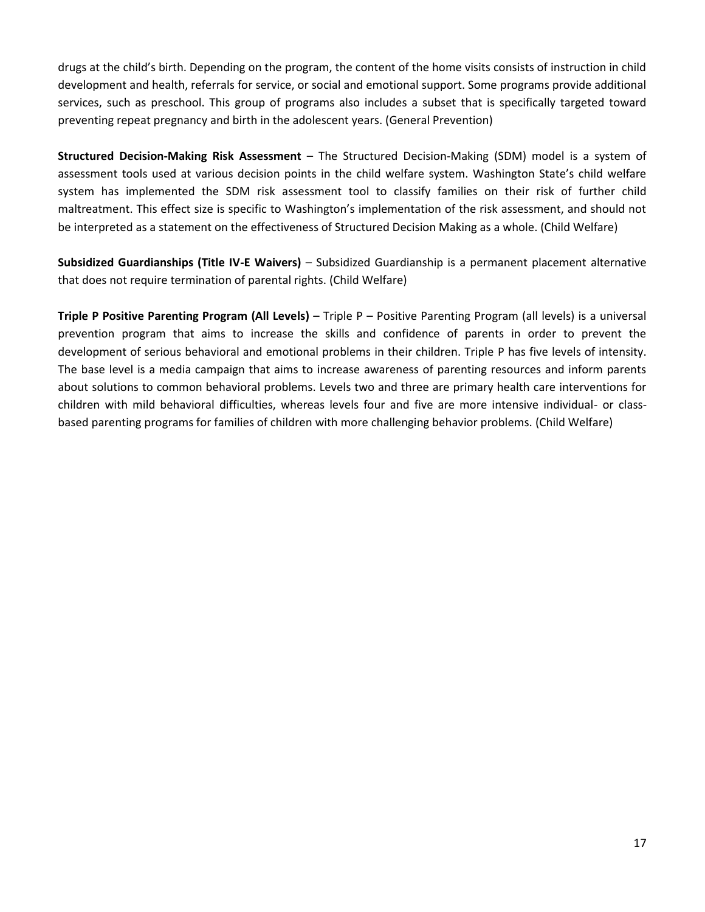drugs at the child's birth. Depending on the program, the content of the home visits consists of instruction in child development and health, referrals for service, or social and emotional support. Some programs provide additional services, such as preschool. This group of programs also includes a subset that is specifically targeted toward preventing repeat pregnancy and birth in the adolescent years. (General Prevention)

**Structured Decision-Making Risk Assessment** – The Structured Decision-Making (SDM) model is a system of assessment tools used at various decision points in the child welfare system. Washington State's child welfare system has implemented the SDM risk assessment tool to classify families on their risk of further child maltreatment. This effect size is specific to Washington's implementation of the risk assessment, and should not be interpreted as a statement on the effectiveness of Structured Decision Making as a whole. (Child Welfare)

**Subsidized Guardianships (Title IV-E Waivers)** – Subsidized Guardianship is a permanent placement alternative that does not require termination of parental rights. (Child Welfare)

**Triple P Positive Parenting Program (All Levels)** – Triple P – Positive Parenting Program (all levels) is a universal prevention program that aims to increase the skills and confidence of parents in order to prevent the development of serious behavioral and emotional problems in their children. Triple P has five levels of intensity. The base level is a media campaign that aims to increase awareness of parenting resources and inform parents about solutions to common behavioral problems. Levels two and three are primary health care interventions for children with mild behavioral difficulties, whereas levels four and five are more intensive individual- or class-based parenting programs for families of children with more challenging behavior problems. (Child Welfare)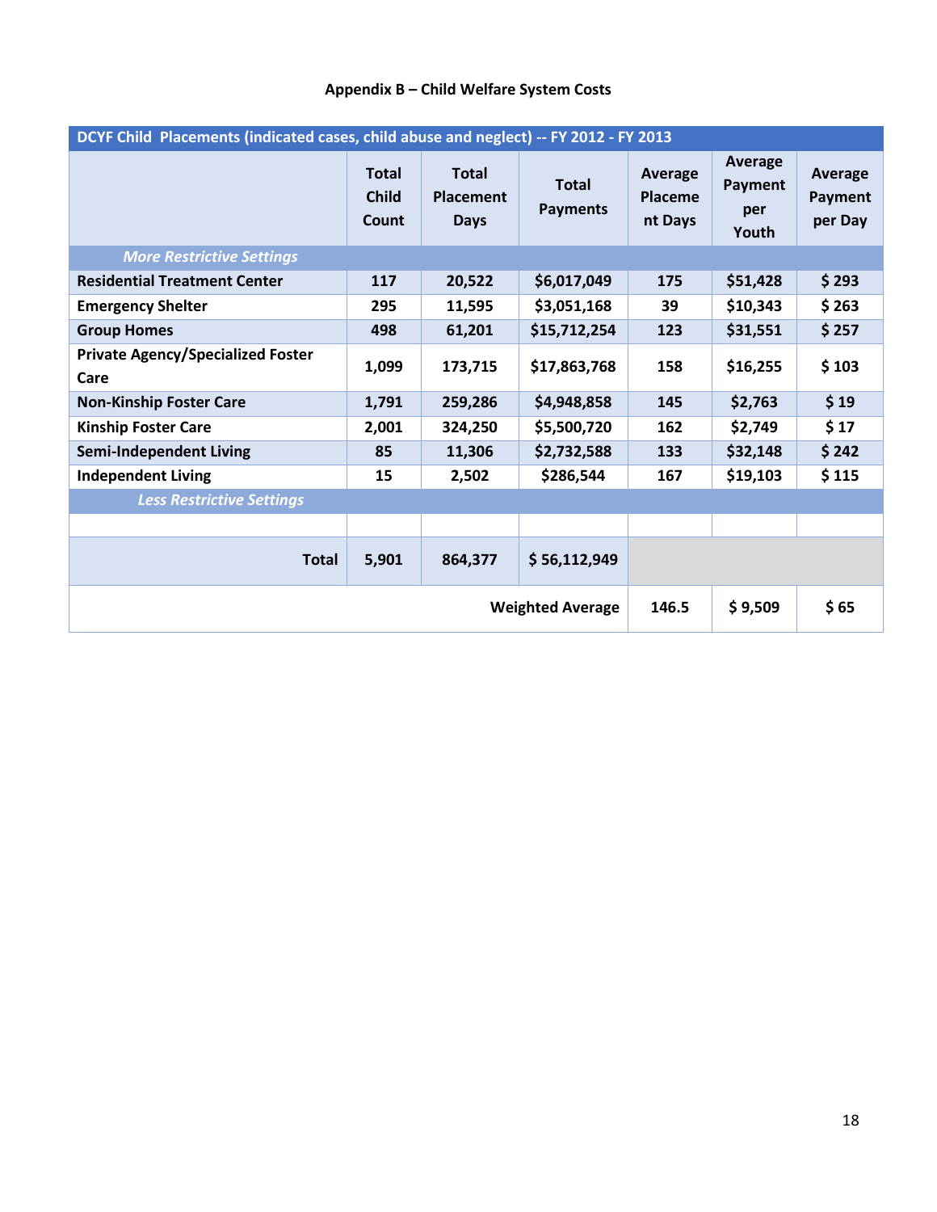**Appendix B – Child Welfare System Costs**

| DCYF Child Placements (indicated cases, child abuse and neglect) -- FY 2012 - FY 2013 | | | | | | |
|---|---|---|---|---|---|---|
| | Total Child Count | Total Placement Days | Total Payments | Average Placement Days | Average Payment per Youth | Average Payment per Day |
| *More Restrictive Settings* | | | | | | |
| **Residential Treatment Center** | 117 | 20,522 | $6,017,049 | 175 | $51,428 | $ 293 |
| **Emergency Shelter** | 295 | 11,595 | $3,051,168 | 39 | $10,343 | $ 263 |
| **Group Homes** | 498 | 61,201 | $15,712,254 | 123 | $31,551 | $ 257 |
| **Private Agency/Specialized Foster Care** | 1,099 | 173,715 | $17,863,768 | 158 | $16,255 | $ 103 |
| **Non-Kinship Foster Care** | 1,791 | 259,286 | $4,948,858 | 145 | $2,763 | $ 19 |
| **Kinship Foster Care** | 2,001 | 324,250 | $5,500,720 | 162 | $2,749 | $ 17 |
| **Semi-Independent Living** | 85 | 11,306 | $2,732,588 | 133 | $32,148 | $ 242 |
| **Independent Living** | 15 | 2,502 | $286,544 | 167 | $19,103 | $ 115 |
| *Less Restrictive Settings* | | | | | | |
| | | | | | | |
| **Total** | 5,901 | 864,377 | $ 56,112,949 | | | |
| | | | **Weighted Average** | 146.5 | $ 9,509 | $ 65 |